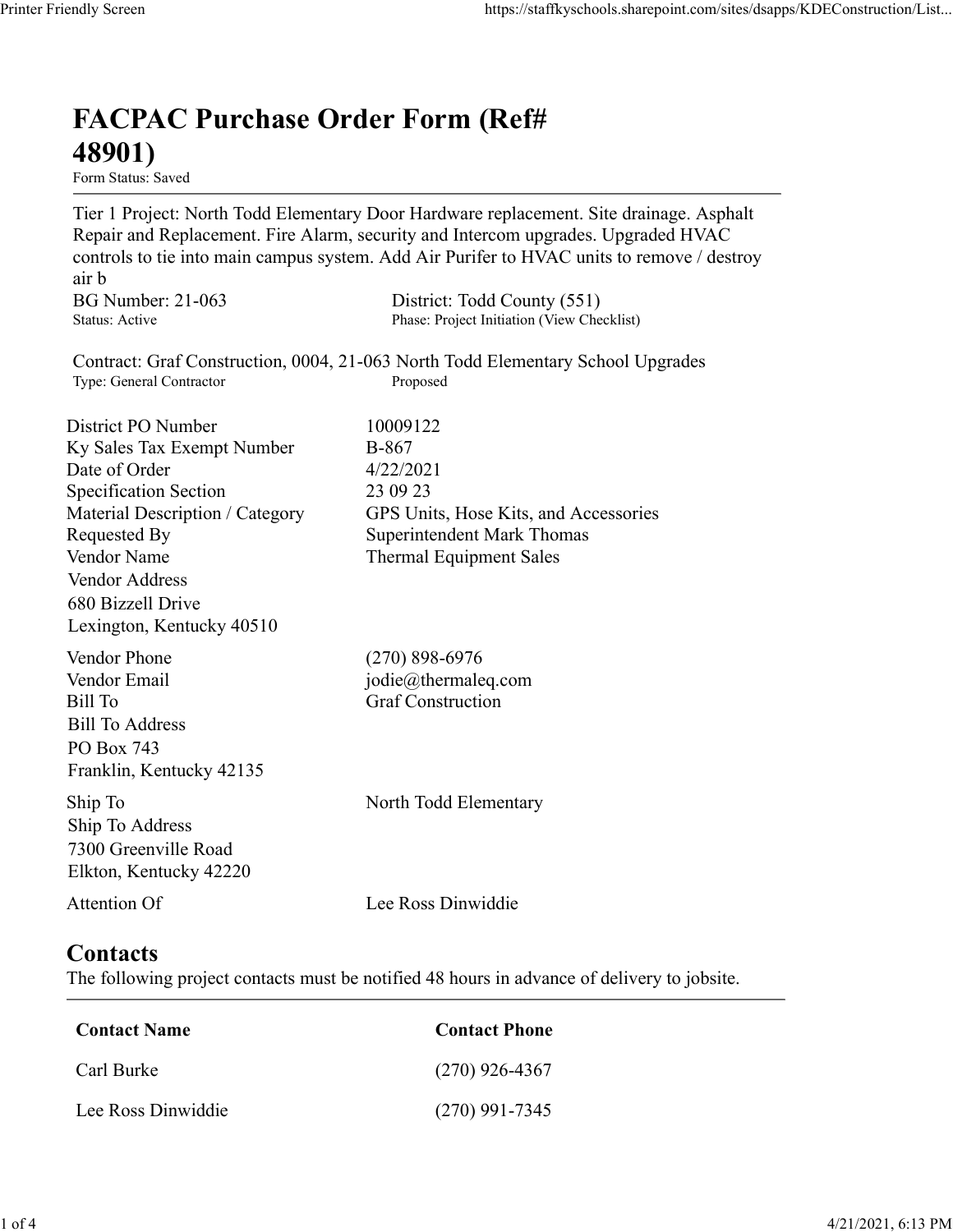# FACPAC Purchase Order Form (Ref# 48901)

Form Status: Saved

Tier 1 Project: North Todd Elementary Door Hardware replacement. Site drainage. Asphalt Repair and Replacement. Fire Alarm, security and Intercom upgrades. Upgraded HVAC controls to tie into main campus system. Add Air Purifer to HVAC units to remove / destroy air b

BG Number: 21-063
Status: Active

District: Todd County (551)
Phase: Project Initiation (View Checklist)

Contract: Graf Construction, 0004, 21-063 North Todd Elementary School Upgrades
Type: General Contractor
Proposed

| | |
|---|---|
| District PO Number | 10009122 |
| Ky Sales Tax Exempt Number | B-867 |
| Date of Order | 4/22/2021 |
| Specification Section | 23 09 23 |
| Material Description / Category | GPS Units, Hose Kits, and Accessories |
| Requested By | Superintendent Mark Thomas |
| Vendor Name | Thermal Equipment Sales |
| Vendor Address<br>680 Bizzell Drive<br>Lexington, Kentucky 40510 | |
| Vendor Phone | (270) 898-6976 |
| Vendor Email | jodie@thermaleq.com |
| Bill To | Graf Construction |
| Bill To Address<br>PO Box 743<br>Franklin, Kentucky 42135 | |
| Ship To | North Todd Elementary |
| Ship To Address<br>7300 Greenville Road<br>Elkton, Kentucky 42220 | |
| Attention Of | Lee Ross Dinwiddie |

## Contacts

The following project contacts must be notified 48 hours in advance of delivery to jobsite.

| Contact Name | Contact Phone |
|---|---|
| Carl Burke | (270) 926-4367 |
| Lee Ross Dinwiddie | (270) 991-7345 |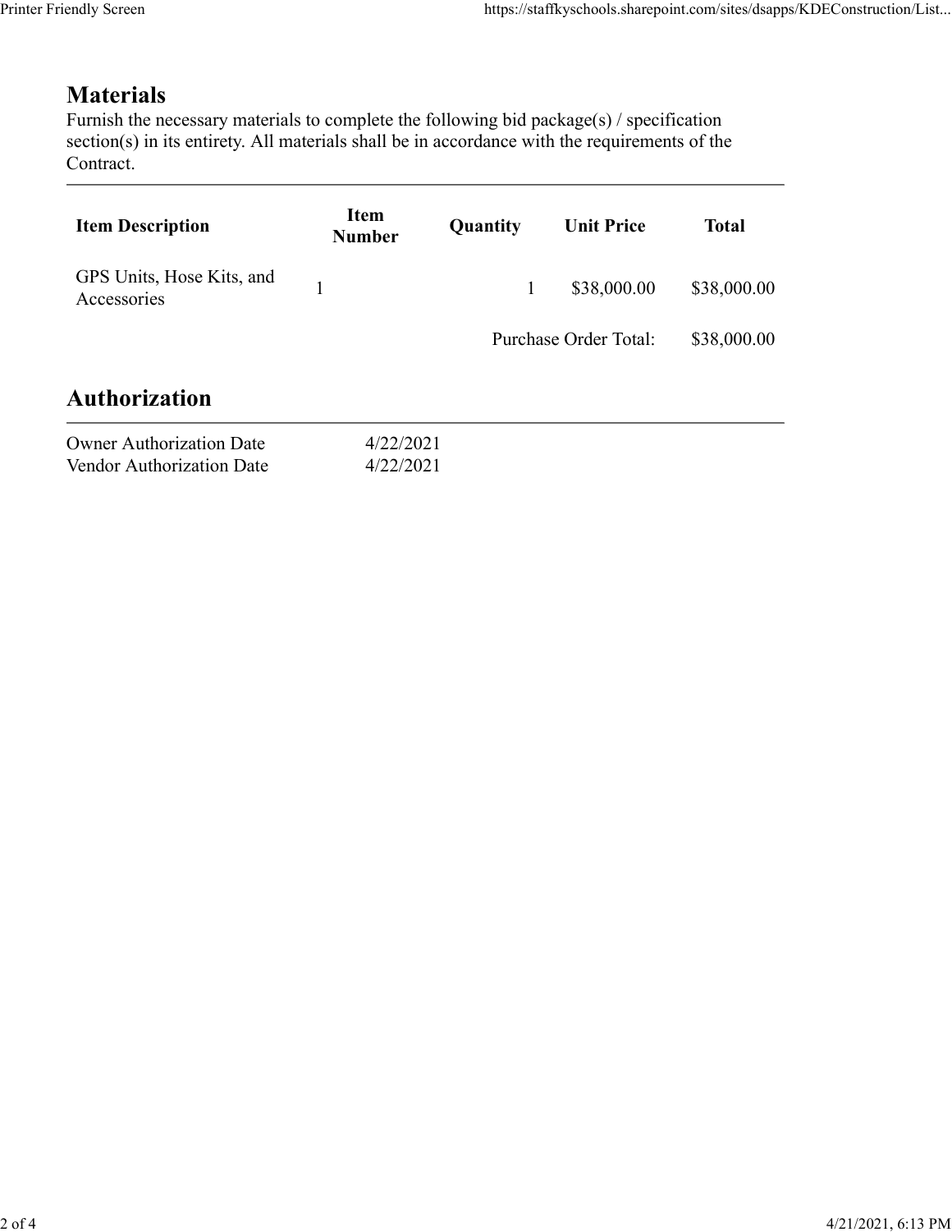## Materials

Furnish the necessary materials to complete the following bid package(s) / specification section(s) in its entirety. All materials shall be in accordance with the requirements of the Contract.

| Item Description | Item Number | Quantity | Unit Price | Total |
|---|---|---|---|---|
| GPS Units, Hose Kits, and Accessories | 1 | 1 | $38,000.00 | $38,000.00 |
| | | | Purchase Order Total: | $38,000.00 |

## Authorization

| | |
|---|---|
| Owner Authorization Date | 4/22/2021 |
| Vendor Authorization Date | 4/22/2021 |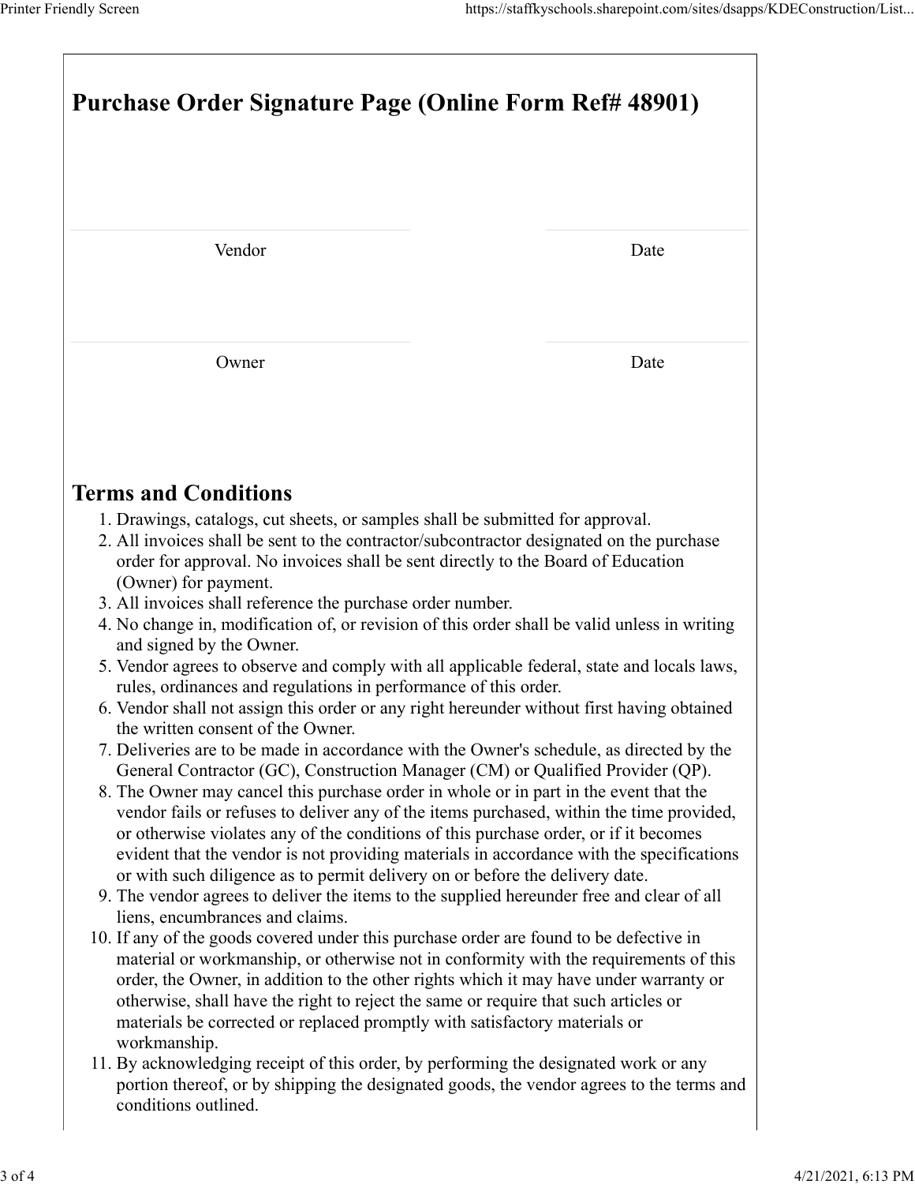# Purchase Order Signature Page (Online Form Ref# 48901)

| Vendor | Date |
|---|---|

| Owner | Date |
|---|---|

## Terms and Conditions

1. Drawings, catalogs, cut sheets, or samples shall be submitted for approval.
2. All invoices shall be sent to the contractor/subcontractor designated on the purchase order for approval. No invoices shall be sent directly to the Board of Education (Owner) for payment.
3. All invoices shall reference the purchase order number.
4. No change in, modification of, or revision of this order shall be valid unless in writing and signed by the Owner.
5. Vendor agrees to observe and comply with all applicable federal, state and locals laws, rules, ordinances and regulations in performance of this order.
6. Vendor shall not assign this order or any right hereunder without first having obtained the written consent of the Owner.
7. Deliveries are to be made in accordance with the Owner's schedule, as directed by the General Contractor (GC), Construction Manager (CM) or Qualified Provider (QP).
8. The Owner may cancel this purchase order in whole or in part in the event that the vendor fails or refuses to deliver any of the items purchased, within the time provided, or otherwise violates any of the conditions of this purchase order, or if it becomes evident that the vendor is not providing materials in accordance with the specifications or with such diligence as to permit delivery on or before the delivery date.
9. The vendor agrees to deliver the items to the supplied hereunder free and clear of all liens, encumbrances and claims.
10. If any of the goods covered under this purchase order are found to be defective in material or workmanship, or otherwise not in conformity with the requirements of this order, the Owner, in addition to the other rights which it may have under warranty or otherwise, shall have the right to reject the same or require that such articles or materials be corrected or replaced promptly with satisfactory materials or workmanship.
11. By acknowledging receipt of this order, by performing the designated work or any portion thereof, or by shipping the designated goods, the vendor agrees to the terms and conditions outlined.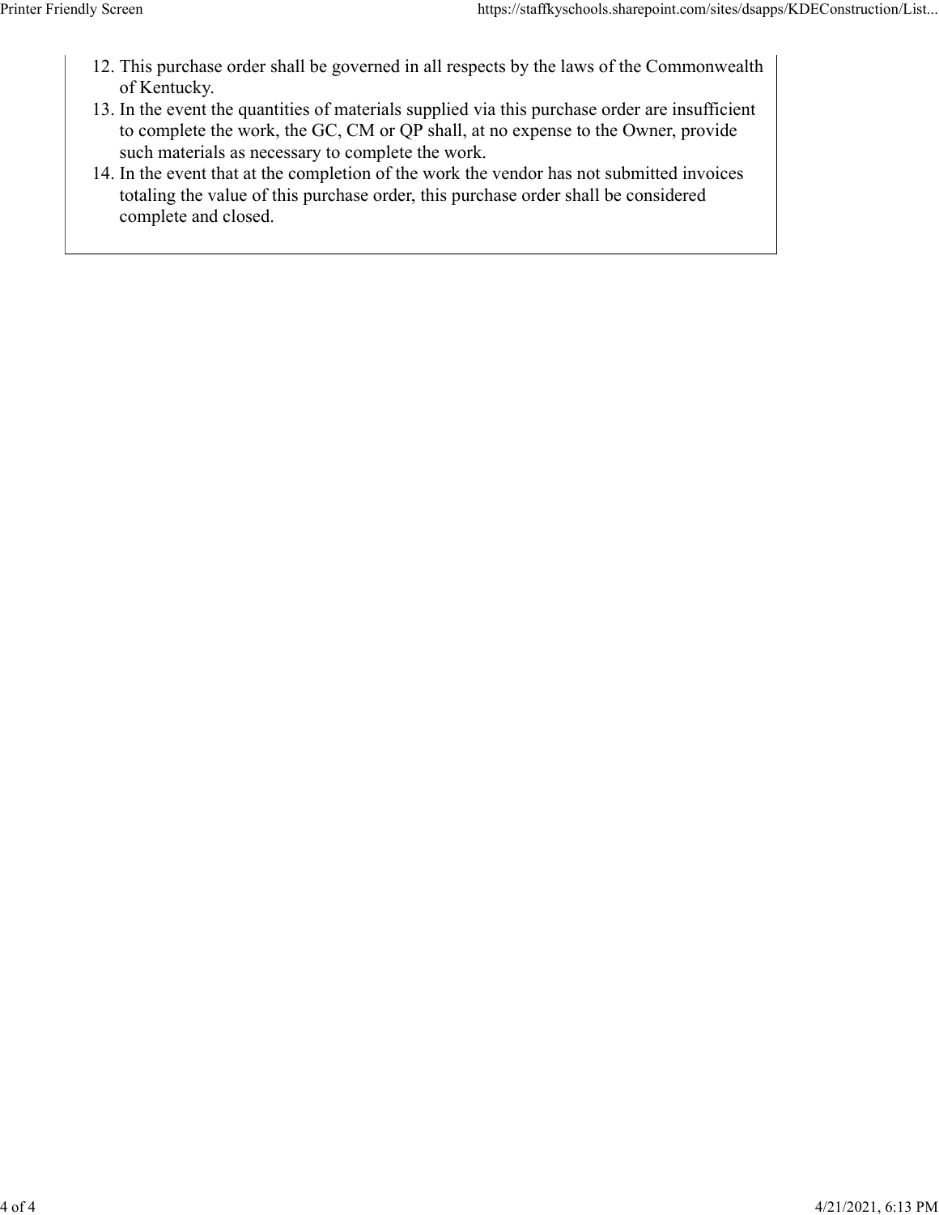12. This purchase order shall be governed in all respects by the laws of the Commonwealth of Kentucky.
13. In the event the quantities of materials supplied via this purchase order are insufficient to complete the work, the GC, CM or QP shall, at no expense to the Owner, provide such materials as necessary to complete the work.
14. In the event that at the completion of the work the vendor has not submitted invoices totaling the value of this purchase order, this purchase order shall be considered complete and closed.